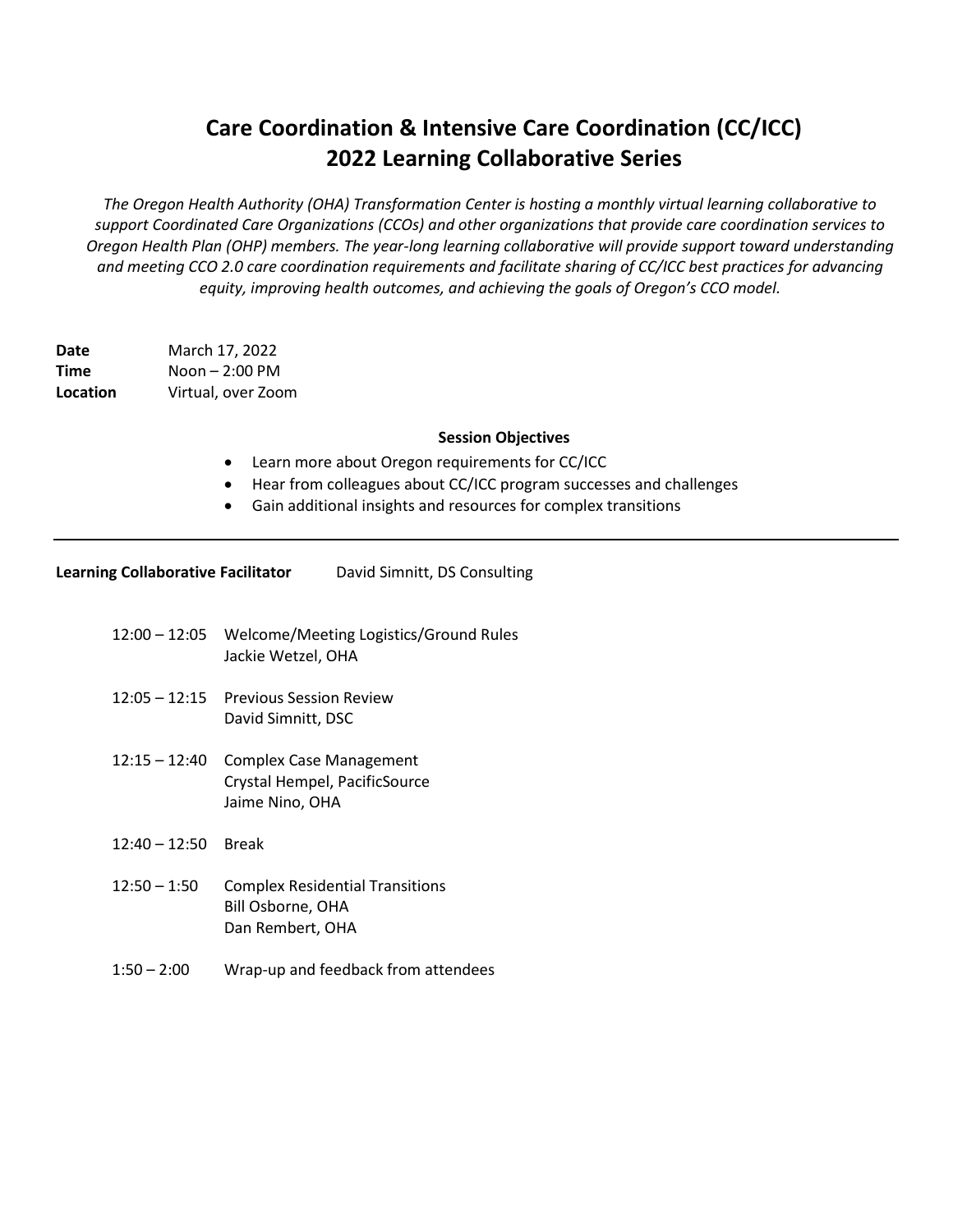# Care Coordination & Intensive Care Coordination (CC/ICC) 2022 Learning Collaborative Series

*The Oregon Health Authority (OHA) Transformation Center is hosting a monthly virtual learning collaborative to support Coordinated Care Organizations (CCOs) and other organizations that provide care coordination services to Oregon Health Plan (OHP) members. The year-long learning collaborative will provide support toward understanding and meeting CCO 2.0 care coordination requirements and facilitate sharing of CC/ICC best practices for advancing equity, improving health outcomes, and achieving the goals of Oregon's CCO model.*

**Date** March 17, 2022
**Time** Noon – 2:00 PM
**Location** Virtual, over Zoom

### Session Objectives

- Learn more about Oregon requirements for CC/ICC
- Hear from colleagues about CC/ICC program successes and challenges
- Gain additional insights and resources for complex transitions

---

**Learning Collaborative Facilitator** David Simnitt, DS Consulting

| | |
|---|---|
| 12:00 – 12:05 | Welcome/Meeting Logistics/Ground Rules<br>Jackie Wetzel, OHA |
| 12:05 – 12:15 | Previous Session Review<br>David Simnitt, DSC |
| 12:15 – 12:40 | Complex Case Management<br>Crystal Hempel, PacificSource<br>Jaime Nino, OHA |
| 12:40 – 12:50 | Break |
| 12:50 – 1:50 | Complex Residential Transitions<br>Bill Osborne, OHA<br>Dan Rembert, OHA |
| 1:50 – 2:00 | Wrap-up and feedback from attendees |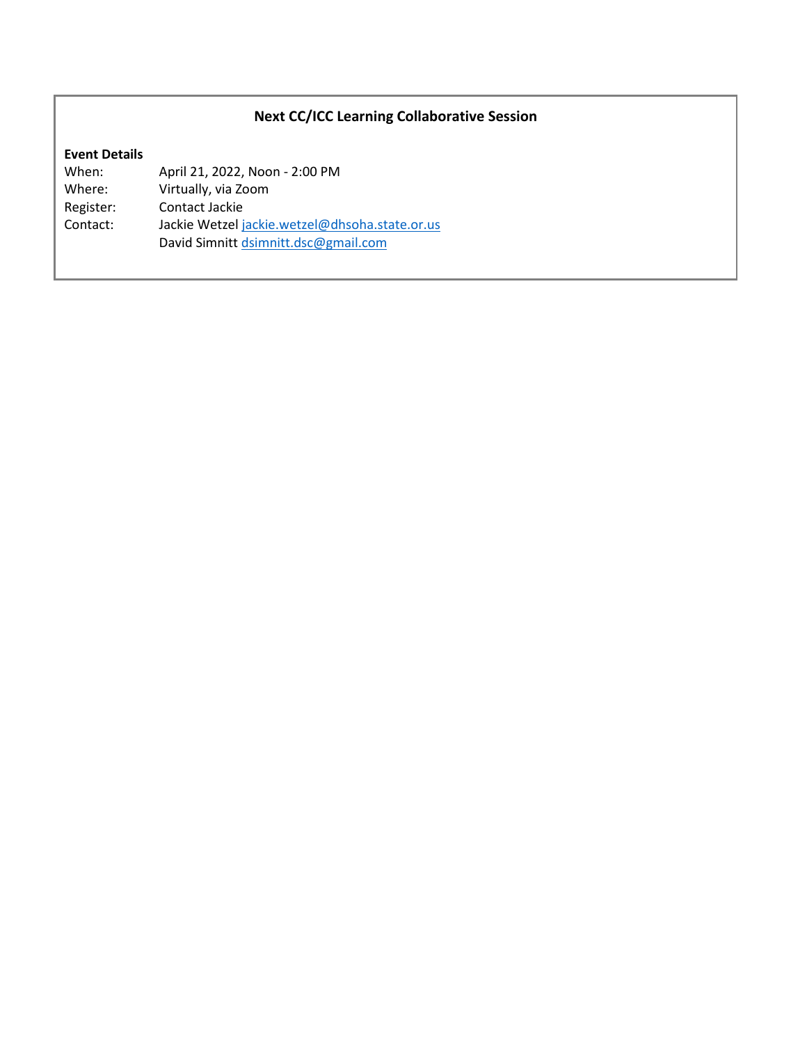## Next CC/ICC Learning Collaborative Session

**Event Details**

| | |
|---|---|
| When: | April 21, 2022, Noon - 2:00 PM |
| Where: | Virtually, via Zoom |
| Register: | Contact Jackie |
| Contact: | Jackie Wetzel jackie.wetzel@dhsoha.state.or.us |
| | David Simnitt dsimnitt.dsc@gmail.com |